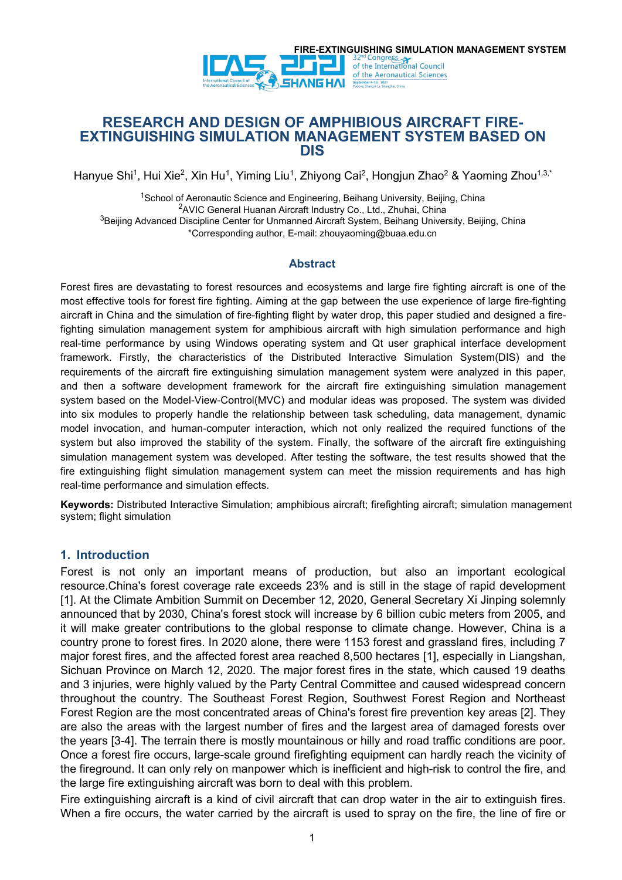# RESEARCH AND DESIGN OF AMPHIBIOUS AIRCRAFT FIRE-EXTINGUISHING SIMULATION MANAGEMENT SYSTEM BASED ON DIS

Hanyue Shi[1], Hui Xie[2], Xin Hu[1], Yiming Liu[1], Zhiyong Cai[2], Hongjun Zhao[2] & Yaoming Zhou[1,3,*]

[1]School of Aeronautic Science and Engineering, Beihang University, Beijing, China
[2]AVIC General Huanan Aircraft Industry Co., Ltd., Zhuhai, China
[3]Beijing Advanced Discipline Center for Unmanned Aircraft System, Beihang University, Beijing, China
*Corresponding author, E-mail: zhouyaoming@buaa.edu.cn

## Abstract

Forest fires are devastating to forest resources and ecosystems and large fire fighting aircraft is one of the most effective tools for forest fire fighting. Aiming at the gap between the use experience of large fire-fighting aircraft in China and the simulation of fire-fighting flight by water drop, this paper studied and designed a fire-fighting simulation management system for amphibious aircraft with high simulation performance and high real-time performance by using Windows operating system and Qt user graphical interface development framework. Firstly, the characteristics of the Distributed Interactive Simulation System(DIS) and the requirements of the aircraft fire extinguishing simulation management system were analyzed in this paper, and then a software development framework for the aircraft fire extinguishing simulation management system based on the Model-View-Control(MVC) and modular ideas was proposed. The system was divided into six modules to properly handle the relationship between task scheduling, data management, dynamic model invocation, and human-computer interaction, which not only realized the required functions of the system but also improved the stability of the system. Finally, the software of the aircraft fire extinguishing simulation management system was developed. After testing the software, the test results showed that the fire extinguishing flight simulation management system can meet the mission requirements and has high real-time performance and simulation effects.

**Keywords:** Distributed Interactive Simulation; amphibious aircraft; firefighting aircraft; simulation management system; flight simulation

## 1. Introduction

Forest is not only an important means of production, but also an important ecological resource.China's forest coverage rate exceeds 23% and is still in the stage of rapid development [1]. At the Climate Ambition Summit on December 12, 2020, General Secretary Xi Jinping solemnly announced that by 2030, China's forest stock will increase by 6 billion cubic meters from 2005, and it will make greater contributions to the global response to climate change. However, China is a country prone to forest fires. In 2020 alone, there were 1153 forest and grassland fires, including 7 major forest fires, and the affected forest area reached 8,500 hectares [1], especially in Liangshan, Sichuan Province on March 12, 2020. The major forest fires in the state, which caused 19 deaths and 3 injuries, were highly valued by the Party Central Committee and caused widespread concern throughout the country. The Southeast Forest Region, Southwest Forest Region and Northeast Forest Region are the most concentrated areas of China's forest fire prevention key areas [2]. They are also the areas with the largest number of fires and the largest area of damaged forests over the years [3-4]. The terrain there is mostly mountainous or hilly and road traffic conditions are poor. Once a forest fire occurs, large-scale ground firefighting equipment can hardly reach the vicinity of the fireground. It can only rely on manpower which is inefficient and high-risk to control the fire, and the large fire extinguishing aircraft was born to deal with this problem.

Fire extinguishing aircraft is a kind of civil aircraft that can drop water in the air to extinguish fires. When a fire occurs, the water carried by the aircraft is used to spray on the fire, the line of fire or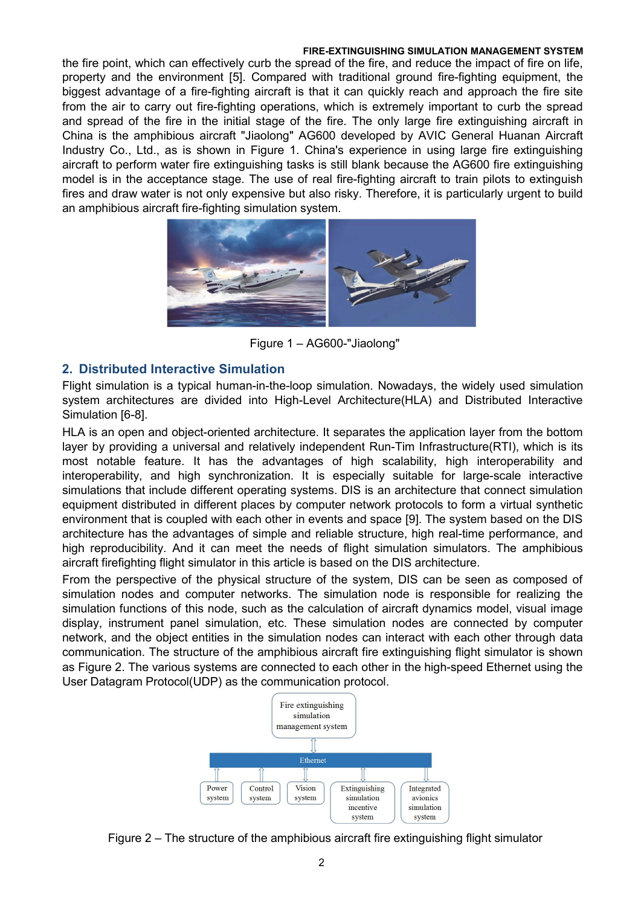the fire point, which can effectively curb the spread of the fire, and reduce the impact of fire on life, property and the environment [5]. Compared with traditional ground fire-fighting equipment, the biggest advantage of a fire-fighting aircraft is that it can quickly reach and approach the fire site from the air to carry out fire-fighting operations, which is extremely important to curb the spread and spread of the fire in the initial stage of the fire. The only large fire extinguishing aircraft in China is the amphibious aircraft "Jiaolong" AG600 developed by AVIC General Huanan Aircraft Industry Co., Ltd., as is shown in Figure 1. China's experience in using large fire extinguishing aircraft to perform water fire extinguishing tasks is still blank because the AG600 fire extinguishing model is in the acceptance stage. The use of real fire-fighting aircraft to train pilots to extinguish fires and draw water is not only expensive but also risky. Therefore, it is particularly urgent to build an amphibious aircraft fire-fighting simulation system.

Figure 1 – AG600-"Jiaolong"

## 2. Distributed Interactive Simulation

Flight simulation is a typical human-in-the-loop simulation. Nowadays, the widely used simulation system architectures are divided into High-Level Architecture(HLA) and Distributed Interactive Simulation [6-8].

HLA is an open and object-oriented architecture. It separates the application layer from the bottom layer by providing a universal and relatively independent Run-Tim Infrastructure(RTI), which is its most notable feature. It has the advantages of high scalability, high interoperability and interoperability, and high synchronization. It is especially suitable for large-scale interactive simulations that include different operating systems. DIS is an architecture that connect simulation equipment distributed in different places by computer network protocols to form a virtual synthetic environment that is coupled with each other in events and space [9]. The system based on the DIS architecture has the advantages of simple and reliable structure, high real-time performance, and high reproducibility. And it can meet the needs of flight simulation simulators. The amphibious aircraft firefighting flight simulator in this article is based on the DIS architecture.

From the perspective of the physical structure of the system, DIS can be seen as composed of simulation nodes and computer networks. The simulation node is responsible for realizing the simulation functions of this node, such as the calculation of aircraft dynamics model, visual image display, instrument panel simulation, etc. These simulation nodes are connected by computer network, and the object entities in the simulation nodes can interact with each other through data communication. The structure of the amphibious aircraft fire extinguishing flight simulator is shown as Figure 2. The various systems are connected to each other in the high-speed Ethernet using the User Datagram Protocol(UDP) as the communication protocol.

Fire extinguishing simulation management system

Ethernet

Power system | Control system | Vision system | Extinguishing simulation incentive system | Integrated avionics simulation system

Figure 2 – The structure of the amphibious aircraft fire extinguishing flight simulator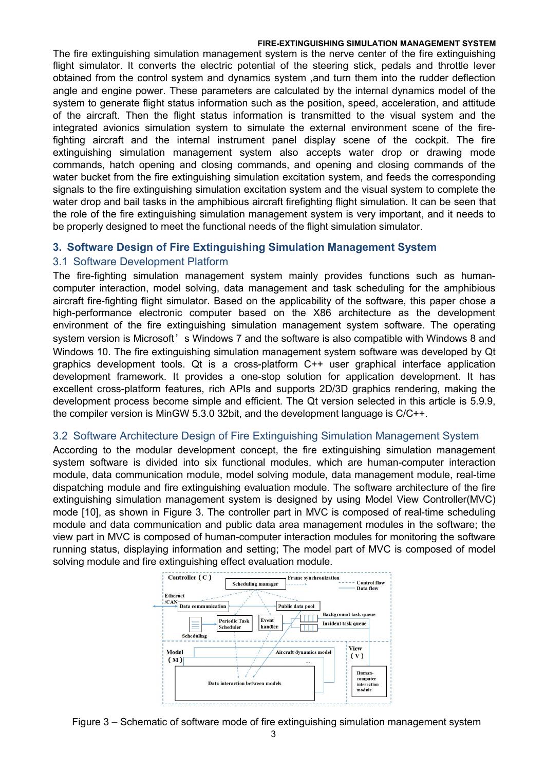**FIRE-EXTINGUISHING SIMULATION MANAGEMENT SYSTEM**

The fire extinguishing simulation management system is the nerve center of the fire extinguishing flight simulator. It converts the electric potential of the steering stick, pedals and throttle lever obtained from the control system and dynamics system ,and turn them into the rudder deflection angle and engine power. These parameters are calculated by the internal dynamics model of the system to generate flight status information such as the position, speed, acceleration, and attitude of the aircraft. Then the flight status information is transmitted to the visual system and the integrated avionics simulation system to simulate the external environment scene of the fire-fighting aircraft and the internal instrument panel display scene of the cockpit. The fire extinguishing simulation management system also accepts water drop or drawing mode commands, hatch opening and closing commands, and opening and closing commands of the water bucket from the fire extinguishing simulation excitation system, and feeds the corresponding signals to the fire extinguishing simulation excitation system and the visual system to complete the water drop and bail tasks in the amphibious aircraft firefighting flight simulation. It can be seen that the role of the fire extinguishing simulation management system is very important, and it needs to be properly designed to meet the functional needs of the flight simulation simulator.

## 3. Software Design of Fire Extinguishing Simulation Management System

### 3.1 Software Development Platform

The fire-fighting simulation management system mainly provides functions such as human-computer interaction, model solving, data management and task scheduling for the amphibious aircraft fire-fighting flight simulator. Based on the applicability of the software, this paper chose a high-performance electronic computer based on the X86 architecture as the development environment of the fire extinguishing simulation management system software. The operating system version is Microsoft's Windows 7 and the software is also compatible with Windows 8 and Windows 10. The fire extinguishing simulation management system software was developed by Qt graphics development tools. Qt is a cross-platform C++ user graphical interface application development framework. It provides a one-stop solution for application development. It has excellent cross-platform features, rich APIs and supports 2D/3D graphics rendering, making the development process become simple and efficient. The Qt version selected in this article is 5.9.9, the compiler version is MinGW 5.3.0 32bit, and the development language is C/C++.

### 3.2 Software Architecture Design of Fire Extinguishing Simulation Management System

According to the modular development concept, the fire extinguishing simulation management system software is divided into six functional modules, which are human-computer interaction module, data communication module, model solving module, data management module, real-time dispatching module and fire extinguishing evaluation module. The software architecture of the fire extinguishing simulation management system is designed by using Model View Controller(MVC) mode [10], as shown in Figure 3. The controller part in MVC is composed of real-time scheduling module and data communication and public data area management modules in the software; the view part in MVC is composed of human-computer interaction modules for monitoring the software running status, displaying information and setting; The model part of MVC is composed of model solving module and fire extinguishing effect evaluation module.

Figure 3 – Schematic of software mode of fire extinguishing simulation management system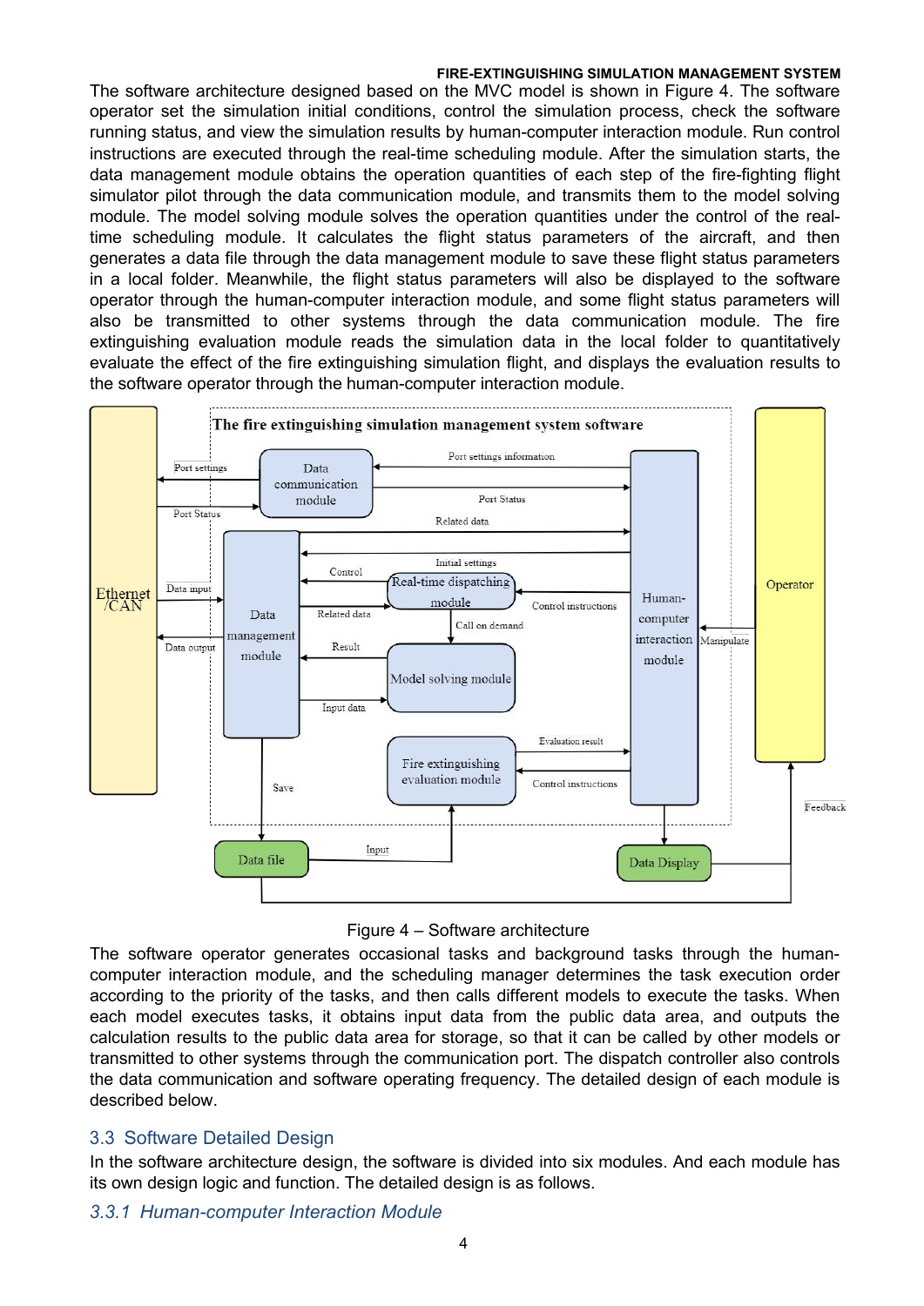The software architecture designed based on the MVC model is shown in Figure 4. The software operator set the simulation initial conditions, control the simulation process, check the software running status, and view the simulation results by human-computer interaction module. Run control instructions are executed through the real-time scheduling module. After the simulation starts, the data management module obtains the operation quantities of each step of the fire-fighting flight simulator pilot through the data communication module, and transmits them to the model solving module. The model solving module solves the operation quantities under the control of the real-time scheduling module. It calculates the flight status parameters of the aircraft, and then generates a data file through the data management module to save these flight status parameters in a local folder. Meanwhile, the flight status parameters will also be displayed to the software operator through the human-computer interaction module, and some flight status parameters will also be transmitted to other systems through the data communication module. The fire extinguishing evaluation module reads the simulation data in the local folder to quantitatively evaluate the effect of the fire extinguishing simulation flight, and displays the evaluation results to the software operator through the human-computer interaction module.

Figure 4 – Software architecture

The software operator generates occasional tasks and background tasks through the human-computer interaction module, and the scheduling manager determines the task execution order according to the priority of the tasks, and then calls different models to execute the tasks. When each model executes tasks, it obtains input data from the public data area, and outputs the calculation results to the public data area for storage, so that it can be called by other models or transmitted to other systems through the communication port. The dispatch controller also controls the data communication and software operating frequency. The detailed design of each module is described below.

## 3.3 Software Detailed Design

In the software architecture design, the software is divided into six modules. And each module has its own design logic and function. The detailed design is as follows.

### *3.3.1 Human-computer Interaction Module*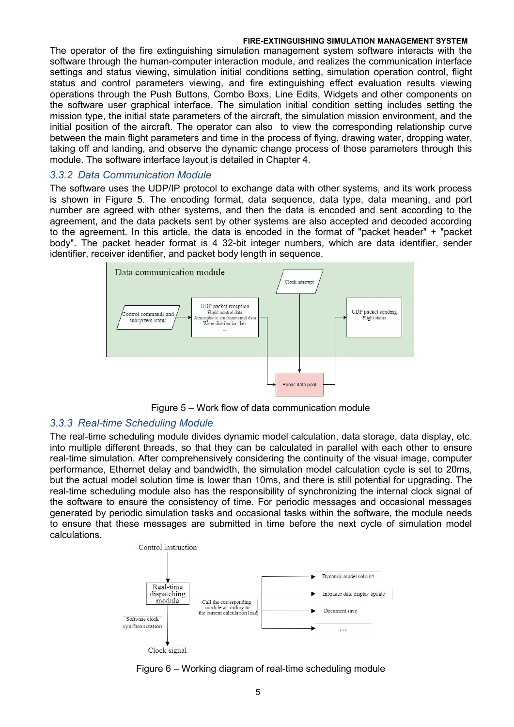The operator of the fire extinguishing simulation management system software interacts with the software through the human-computer interaction module, and realizes the communication interface settings and status viewing, simulation initial conditions setting, simulation operation control, flight status and control parameters viewing, and fire extinguishing effect evaluation results viewing operations through the Push Buttons, Combo Boxs, Line Edits, Widgets and other components on the software user graphical interface. The simulation initial condition setting includes setting the mission type, the initial state parameters of the aircraft, the simulation mission environment, and the initial position of the aircraft. The operator can also to view the corresponding relationship curve between the main flight parameters and time in the process of flying, drawing water, dropping water, taking off and landing, and observe the dynamic change process of those parameters through this module. The software interface layout is detailed in Chapter 4.

### *3.3.2 Data Communication Module*

The software uses the UDP/IP protocol to exchange data with other systems, and its work process is shown in Figure 5. The encoding format, data sequence, data type, data meaning, and port number are agreed with other systems, and then the data is encoded and sent according to the agreement, and the data packets sent by other systems are also accepted and decoded according to the agreement. In this article, the data is encoded in the format of "packet header" + "packet body". The packet header format is 4 32-bit integer numbers, which are data identifier, sender identifier, receiver identifier, and packet body length in sequence.

Figure 5 – Work flow of data communication module

### *3.3.3 Real-time Scheduling Module*

The real-time scheduling module divides dynamic model calculation, data storage, data display, etc. into multiple different threads, so that they can be calculated in parallel with each other to ensure real-time simulation. After comprehensively considering the continuity of the visual image, computer performance, Ethernet delay and bandwidth, the simulation model calculation cycle is set to 20ms, but the actual model solution time is lower than 10ms, and there is still potential for upgrading. The real-time scheduling module also has the responsibility of synchronizing the internal clock signal of the software to ensure the consistency of time. For periodic messages and occasional messages generated by periodic simulation tasks and occasional tasks within the software, the module needs to ensure that these messages are submitted in time before the next cycle of simulation model calculations.

Figure 6 – Working diagram of real-time scheduling module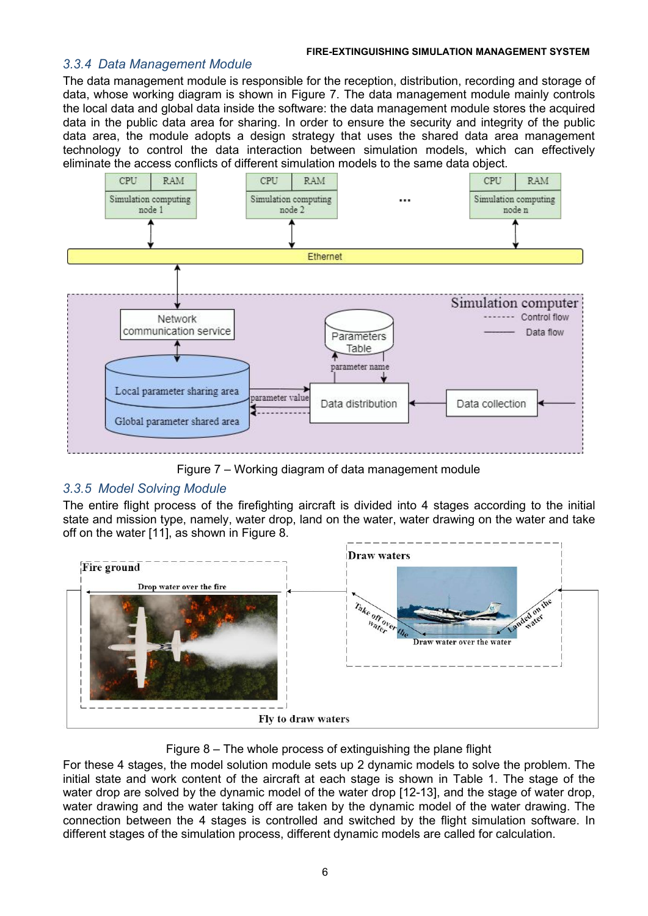### 3.3.4 Data Management Module

The data management module is responsible for the reception, distribution, recording and storage of data, whose working diagram is shown in Figure 7. The data management module mainly controls the local data and global data inside the software: the data management module stores the acquired data in the public data area for sharing. In order to ensure the security and integrity of the public data area, the module adopts a design strategy that uses the shared data area management technology to control the data interaction between simulation models, which can effectively eliminate the access conflicts of different simulation models to the same data object.

Figure 7 – Working diagram of data management module

### 3.3.5 Model Solving Module

The entire flight process of the firefighting aircraft is divided into 4 stages according to the initial state and mission type, namely, water drop, land on the water, water drawing on the water and take off on the water [11], as shown in Figure 8.

Figure 8 – The whole process of extinguishing the plane flight

For these 4 stages, the model solution module sets up 2 dynamic models to solve the problem. The initial state and work content of the aircraft at each stage is shown in Table 1. The stage of the water drop are solved by the dynamic model of the water drop [12-13], and the stage of water drop, water drawing and the water taking off are taken by the dynamic model of the water drawing. The connection between the 4 stages is controlled and switched by the flight simulation software. In different stages of the simulation process, different dynamic models are called for calculation.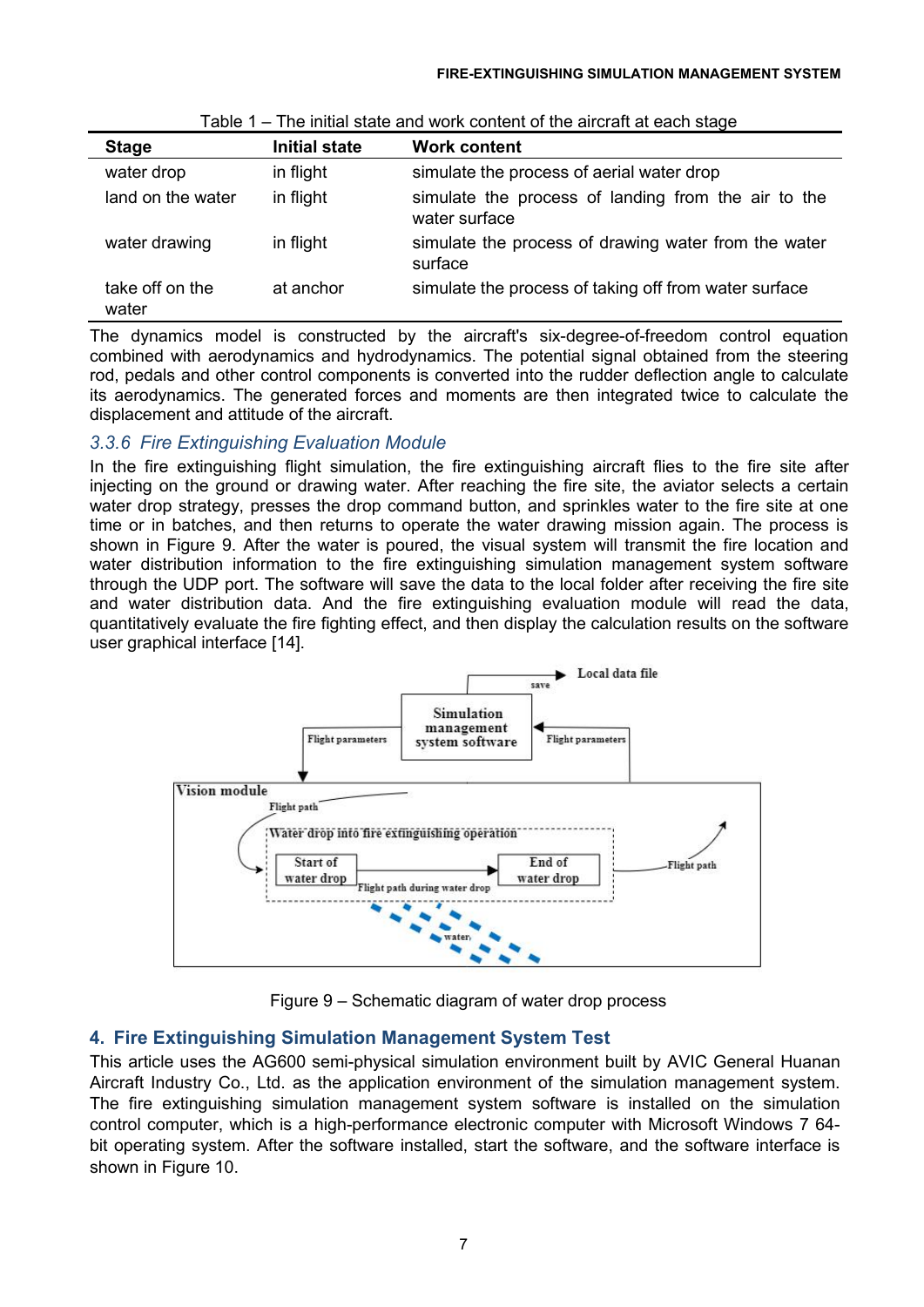Table 1 – The initial state and work content of the aircraft at each stage

| Stage | Initial state | Work content |
|---|---|---|
| water drop | in flight | simulate the process of aerial water drop |
| land on the water | in flight | simulate the process of landing from the air to the water surface |
| water drawing | in flight | simulate the process of drawing water from the water surface |
| take off on the water | at anchor | simulate the process of taking off from water surface |

The dynamics model is constructed by the aircraft's six-degree-of-freedom control equation combined with aerodynamics and hydrodynamics. The potential signal obtained from the steering rod, pedals and other control components is converted into the rudder deflection angle to calculate its aerodynamics. The generated forces and moments are then integrated twice to calculate the displacement and attitude of the aircraft.

### 3.3.6 Fire Extinguishing Evaluation Module

In the fire extinguishing flight simulation, the fire extinguishing aircraft flies to the fire site after injecting on the ground or drawing water. After reaching the fire site, the aviator selects a certain water drop strategy, presses the drop command button, and sprinkles water to the fire site at one time or in batches, and then returns to operate the water drawing mission again. The process is shown in Figure 9. After the water is poured, the visual system will transmit the fire location and water distribution information to the fire extinguishing simulation management system software through the UDP port. The software will save the data to the local folder after receiving the fire site and water distribution data. And the fire extinguishing evaluation module will read the data, quantitatively evaluate the fire fighting effect, and then display the calculation results on the software user graphical interface [14].

Figure 9 – Schematic diagram of water drop process

## 4. Fire Extinguishing Simulation Management System Test

This article uses the AG600 semi-physical simulation environment built by AVIC General Huanan Aircraft Industry Co., Ltd. as the application environment of the simulation management system. The fire extinguishing simulation management system software is installed on the simulation control computer, which is a high-performance electronic computer with Microsoft Windows 7 64-bit operating system. After the software installed, start the software, and the software interface is shown in Figure 10.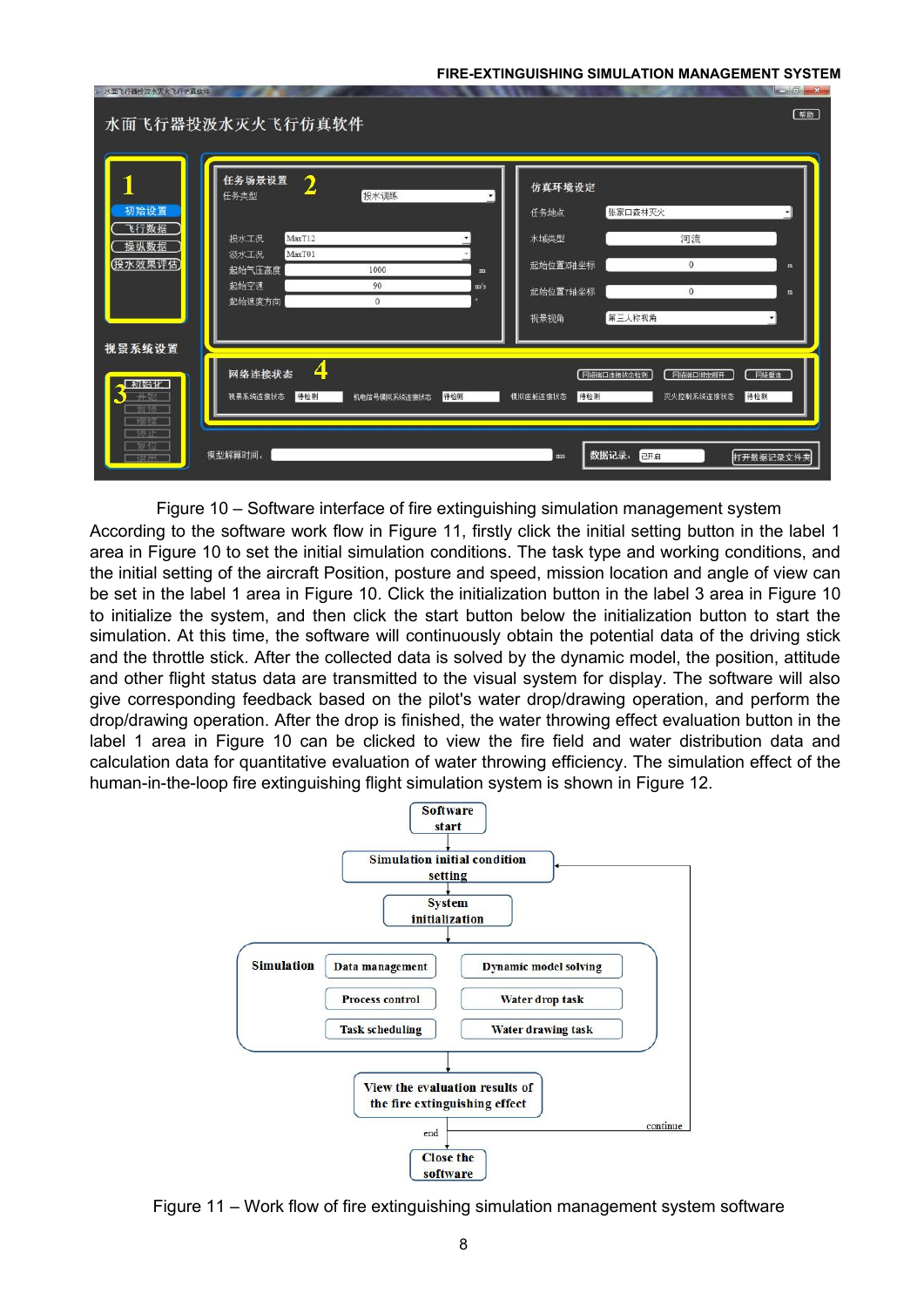Figure 10 – Software interface of fire extinguishing simulation management system

According to the software work flow in Figure 11, firstly click the initial setting button in the label 1 area in Figure 10 to set the initial simulation conditions. The task type and working conditions, and the initial setting of the aircraft Position, posture and speed, mission location and angle of view can be set in the label 1 area in Figure 10. Click the initialization button in the label 3 area in Figure 10 to initialize the system, and then click the start button below the initialization button to start the simulation. At this time, the software will continuously obtain the potential data of the driving stick and the throttle stick. After the collected data is solved by the dynamic model, the position, attitude and other flight status data are transmitted to the visual system for display. The software will also give corresponding feedback based on the pilot's water drop/drawing operation, and perform the drop/drawing operation. After the drop is finished, the water throwing effect evaluation button in the label 1 area in Figure 10 can be clicked to view the fire field and water distribution data and calculation data for quantitative evaluation of water throwing efficiency. The simulation effect of the human-in-the-loop fire extinguishing flight simulation system is shown in Figure 12.

Figure 11 – Work flow of fire extinguishing simulation management system software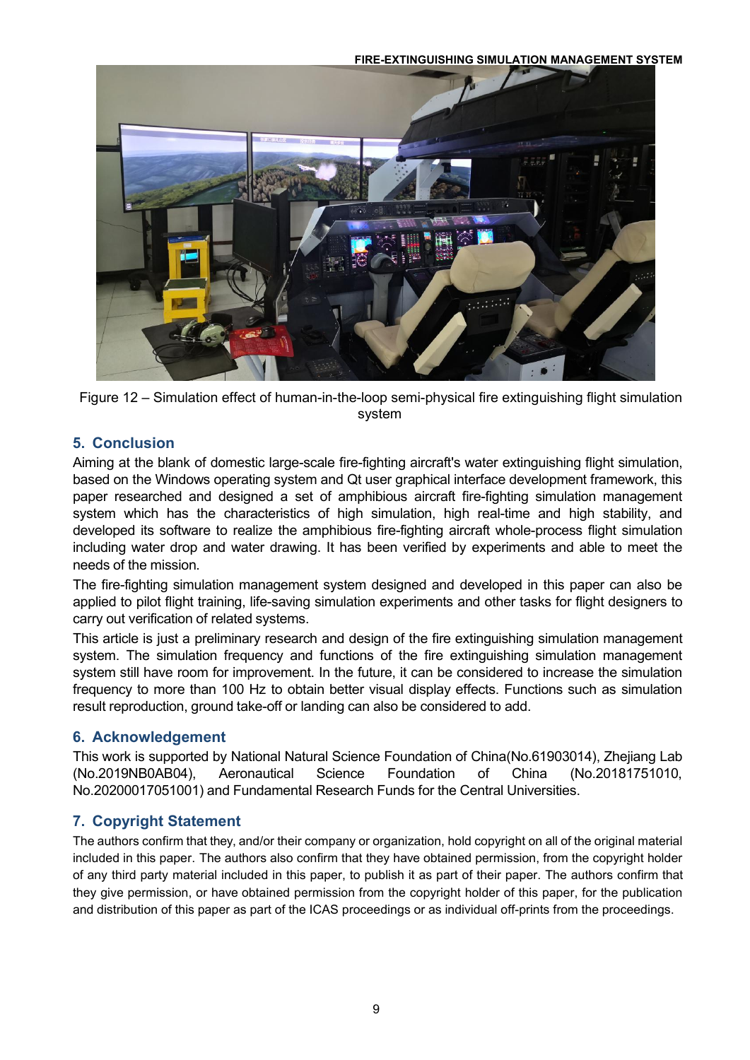Figure 12 – Simulation effect of human-in-the-loop semi-physical fire extinguishing flight simulation system

## 5. Conclusion

Aiming at the blank of domestic large-scale fire-fighting aircraft's water extinguishing flight simulation, based on the Windows operating system and Qt user graphical interface development framework, this paper researched and designed a set of amphibious aircraft fire-fighting simulation management system which has the characteristics of high simulation, high real-time and high stability, and developed its software to realize the amphibious fire-fighting aircraft whole-process flight simulation including water drop and water drawing. It has been verified by experiments and able to meet the needs of the mission.

The fire-fighting simulation management system designed and developed in this paper can also be applied to pilot flight training, life-saving simulation experiments and other tasks for flight designers to carry out verification of related systems.

This article is just a preliminary research and design of the fire extinguishing simulation management system. The simulation frequency and functions of the fire extinguishing simulation management system still have room for improvement. In the future, it can be considered to increase the simulation frequency to more than 100 Hz to obtain better visual display effects. Functions such as simulation result reproduction, ground take-off or landing can also be considered to add.

## 6. Acknowledgement

This work is supported by National Natural Science Foundation of China(No.61903014), Zhejiang Lab (No.2019NB0AB04), Aeronautical Science Foundation of China (No.20181751010, No.20200017051001) and Fundamental Research Funds for the Central Universities.

## 7. Copyright Statement

The authors confirm that they, and/or their company or organization, hold copyright on all of the original material included in this paper. The authors also confirm that they have obtained permission, from the copyright holder of any third party material included in this paper, to publish it as part of their paper. The authors confirm that they give permission, or have obtained permission from the copyright holder of this paper, for the publication and distribution of this paper as part of the ICAS proceedings or as individual off-prints from the proceedings.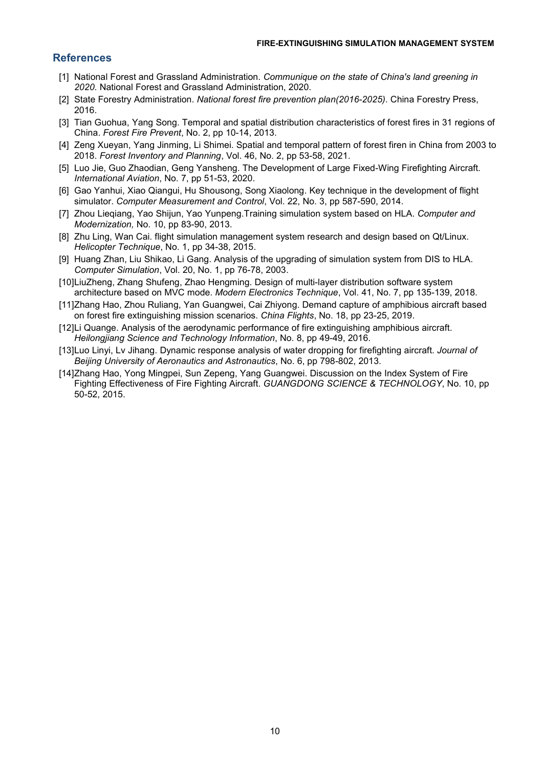## References

[1] National Forest and Grassland Administration. *Communique on the state of China's land greening in 2020*. National Forest and Grassland Administration, 2020.

[2] State Forestry Administration. *National forest fire prevention plan(2016-2025)*. China Forestry Press, 2016.

[3] Tian Guohua, Yang Song. Temporal and spatial distribution characteristics of forest fires in 31 regions of China. *Forest Fire Prevent*, No. 2, pp 10-14, 2013.

[4] Zeng Xueyan, Yang Jinming, Li Shimei. Spatial and temporal pattern of forest firen in China from 2003 to 2018. *Forest Inventory and Planning*, Vol. 46, No. 2, pp 53-58, 2021.

[5] Luo Jie, Guo Zhaodian, Geng Yansheng. The Development of Large Fixed-Wing Firefighting Aircraft. *International Aviation*, No. 7, pp 51-53, 2020.

[6] Gao Yanhui, Xiao Qiangui, Hu Shousong, Song Xiaolong. Key technique in the development of flight simulator. *Computer Measurement and Control*, Vol. 22, No. 3, pp 587-590, 2014.

[7] Zhou Lieqiang, Yao Shijun, Yao Yunpeng.Training simulation system based on HLA. *Computer and Modernization,* No. 10, pp 83-90, 2013.

[8] Zhu Ling, Wan Cai. flight simulation management system research and design based on Qt/Linux. *Helicopter Technique*, No. 1, pp 34-38, 2015.

[9] Huang Zhan, Liu Shikao, Li Gang. Analysis of the upgrading of simulation system from DIS to HLA. *Computer Simulation*, Vol. 20, No. 1, pp 76-78, 2003.

[10]LiuZheng, Zhang Shufeng, Zhao Hengming. Design of multi-layer distribution software system architecture based on MVC mode. *Modern Electronics Technique*, Vol. 41, No. 7, pp 135-139, 2018.

[11]Zhang Hao, Zhou Ruliang, Yan Guangwei, Cai Zhiyong. Demand capture of amphibious aircraft based on forest fire extinguishing mission scenarios. *China Flights*, No. 18, pp 23-25, 2019.

[12]Li Quange. Analysis of the aerodynamic performance of fire extinguishing amphibious aircraft. *Heilongjiang Science and Technology Information*, No. 8, pp 49-49, 2016.

[13]Luo Linyi, Lv Jihang. Dynamic response analysis of water dropping for firefighting aircraft. *Journal of Beijing University of Aeronautics and Astronautics*, No. 6, pp 798-802, 2013.

[14]Zhang Hao, Yong Mingpei, Sun Zepeng, Yang Guangwei. Discussion on the Index System of Fire Fighting Effectiveness of Fire Fighting Aircraft. *GUANGDONG SCIENCE & TECHNOLOGY*, No. 10, pp 50-52, 2015.